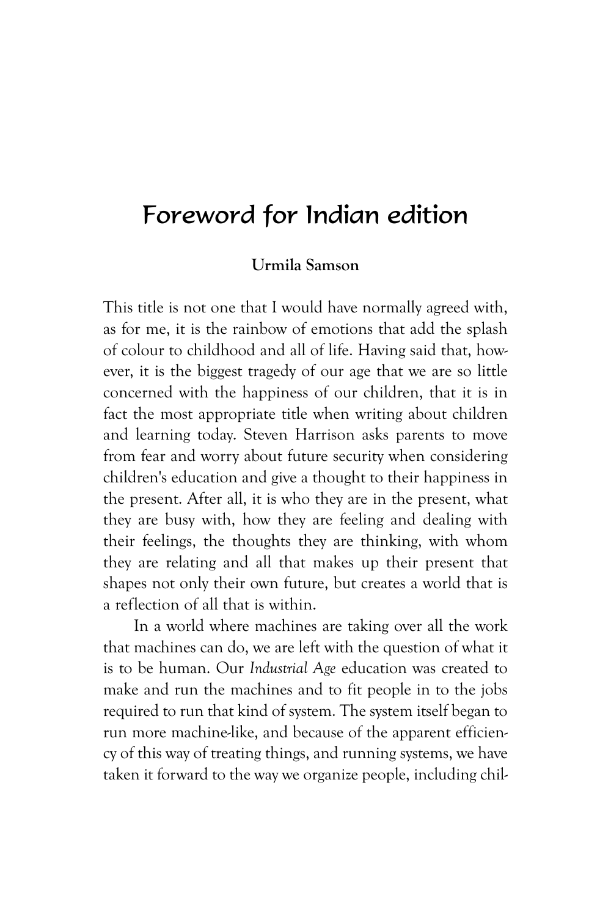# Foreword for Indian edition

**Urmila Samson**

This title is not one that I would have normally agreed with, as for me, it is the rainbow of emotions that add the splash of colour to childhood and all of life. Having said that, however, it is the biggest tragedy of our age that we are so little concerned with the happiness of our children, that it is in fact the most appropriate title when writing about children and learning today. Steven Harrison asks parents to move from fear and worry about future security when considering children's education and give a thought to their happiness in the present. After all, it is who they are in the present, what they are busy with, how they are feeling and dealing with their feelings, the thoughts they are thinking, with whom they are relating and all that makes up their present that shapes not only their own future, but creates a world that is a reflection of all that is within.

In a world where machines are taking over all the work that machines can do, we are left with the question of what it is to be human. Our *Industrial Age* education was created to make and run the machines and to fit people in to the jobs required to run that kind of system. The system itself began to run more machine-like, and because of the apparent efficiency of this way of treating things, and running systems, we have taken it forward to the way we organize people, including chil-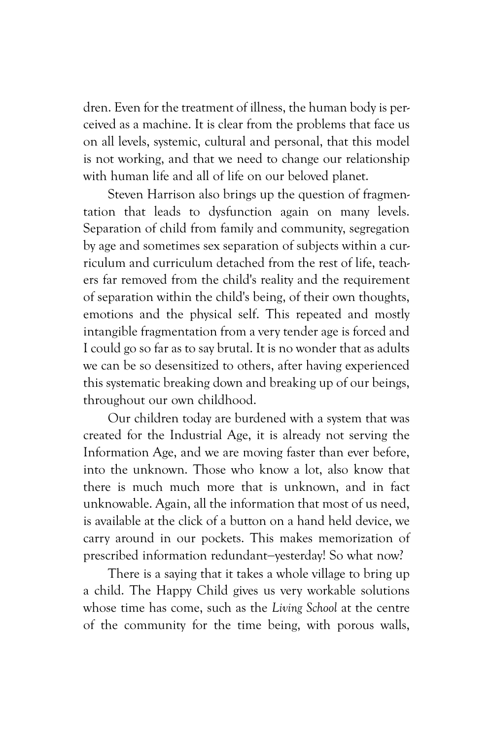dren. Even for the treatment of illness, the human body is perceived as a machine. It is clear from the problems that face us on all levels, systemic, cultural and personal, that this model is not working, and that we need to change our relationship with human life and all of life on our beloved planet.

Steven Harrison also brings up the question of fragmentation that leads to dysfunction again on many levels. Separation of child from family and community, segregation by age and sometimes sex separation of subjects within a curriculum and curriculum detached from the rest of life, teachers far removed from the child's reality and the requirement of separation within the child's being, of their own thoughts, emotions and the physical self. This repeated and mostly intangible fragmentation from a very tender age is forced and I could go so far as to say brutal. It is no wonder that as adults we can be so desensitized to others, after having experienced this systematic breaking down and breaking up of our beings, throughout our own childhood.

Our children today are burdened with a system that was created for the Industrial Age, it is already not serving the Information Age, and we are moving faster than ever before, into the unknown. Those who know a lot, also know that there is much much more that is unknown, and in fact unknowable. Again, all the information that most of us need, is available at the click of a button on a hand held device, we carry around in our pockets. This makes memorization of prescribed information redundant—yesterday! So what now?

There is a saying that it takes a whole village to bring up a child. The Happy Child gives us very workable solutions whose time has come, such as the *Living School* at the centre of the community for the time being, with porous walls,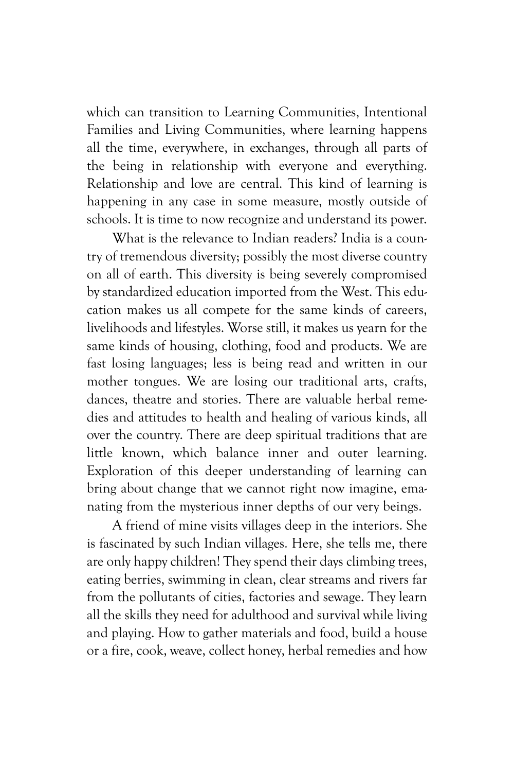which can transition to Learning Communities, Intentional Families and Living Communities, where learning happens all the time, everywhere, in exchanges, through all parts of the being in relationship with everyone and everything. Relationship and love are central. This kind of learning is happening in any case in some measure, mostly outside of schools. It is time to now recognize and understand its power.

What is the relevance to Indian readers? India is a country of tremendous diversity; possibly the most diverse country on all of earth. This diversity is being severely compromised by standardized education imported from the West. This education makes us all compete for the same kinds of careers, livelihoods and lifestyles. Worse still, it makes us yearn for the same kinds of housing, clothing, food and products. We are fast losing languages; less is being read and written in our mother tongues. We are losing our traditional arts, crafts, dances, theatre and stories. There are valuable herbal remedies and attitudes to health and healing of various kinds, all over the country. There are deep spiritual traditions that are little known, which balance inner and outer learning. Exploration of this deeper understanding of learning can bring about change that we cannot right now imagine, emanating from the mysterious inner depths of our very beings.

A friend of mine visits villages deep in the interiors. She is fascinated by such Indian villages. Here, she tells me, there are only happy children! They spend their days climbing trees, eating berries, swimming in clean, clear streams and rivers far from the pollutants of cities, factories and sewage. They learn all the skills they need for adulthood and survival while living and playing. How to gather materials and food, build a house or a fire, cook, weave, collect honey, herbal remedies and how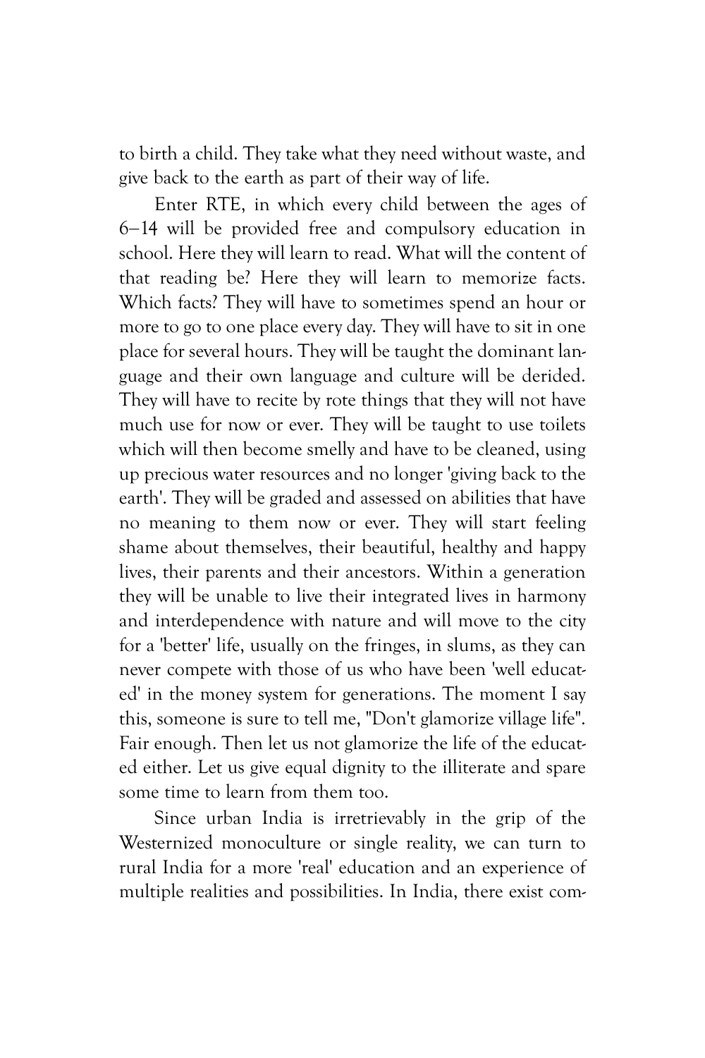to birth a child. They take what they need without waste, and give back to the earth as part of their way of life.

Enter RTE, in which every child between the ages of 6–14 will be provided free and compulsory education in school. Here they will learn to read. What will the content of that reading be? Here they will learn to memorize facts. Which facts? They will have to sometimes spend an hour or more to go to one place every day. They will have to sit in one place for several hours. They will be taught the dominant language and their own language and culture will be derided. They will have to recite by rote things that they will not have much use for now or ever. They will be taught to use toilets which will then become smelly and have to be cleaned, using up precious water resources and no longer 'giving back to the earth'. They will be graded and assessed on abilities that have no meaning to them now or ever. They will start feeling shame about themselves, their beautiful, healthy and happy lives, their parents and their ancestors. Within a generation they will be unable to live their integrated lives in harmony and interdependence with nature and will move to the city for a 'better' life, usually on the fringes, in slums, as they can never compete with those of us who have been 'well educated' in the money system for generations. The moment I say this, someone is sure to tell me, "Don't glamorize village life". Fair enough. Then let us not glamorize the life of the educated either. Let us give equal dignity to the illiterate and spare some time to learn from them too.

Since urban India is irretrievably in the grip of the Westernized monoculture or single reality, we can turn to rural India for a more 'real' education and an experience of multiple realities and possibilities. In India, there exist com-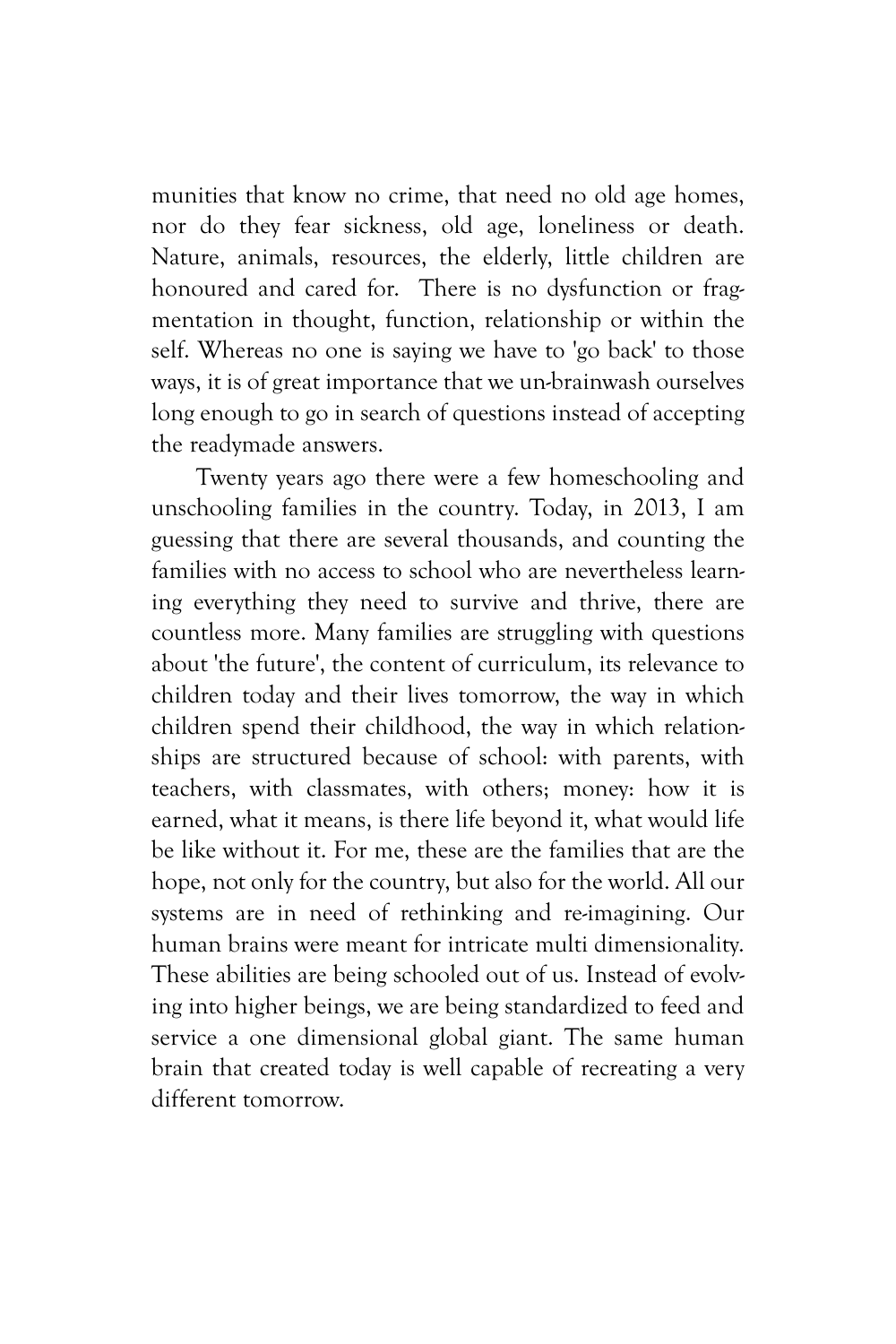munities that know no crime, that need no old age homes, nor do they fear sickness, old age, loneliness or death. Nature, animals, resources, the elderly, little children are honoured and cared for. There is no dysfunction or fragmentation in thought, function, relationship or within the self. Whereas no one is saying we have to 'go back' to those ways, it is of great importance that we un-brainwash ourselves long enough to go in search of questions instead of accepting the readymade answers.

Twenty years ago there were a few homeschooling and unschooling families in the country. Today, in 2013, I am guessing that there are several thousands, and counting the families with no access to school who are nevertheless learning everything they need to survive and thrive, there are countless more. Many families are struggling with questions about 'the future', the content of curriculum, its relevance to children today and their lives tomorrow, the way in which children spend their childhood, the way in which relationships are structured because of school: with parents, with teachers, with classmates, with others; money: how it is earned, what it means, is there life beyond it, what would life be like without it. For me, these are the families that are the hope, not only for the country, but also for the world. All our systems are in need of rethinking and re-imagining. Our human brains were meant for intricate multi dimensionality. These abilities are being schooled out of us. Instead of evolving into higher beings, we are being standardized to feed and service a one dimensional global giant. The same human brain that created today is well capable of recreating a very different tomorrow.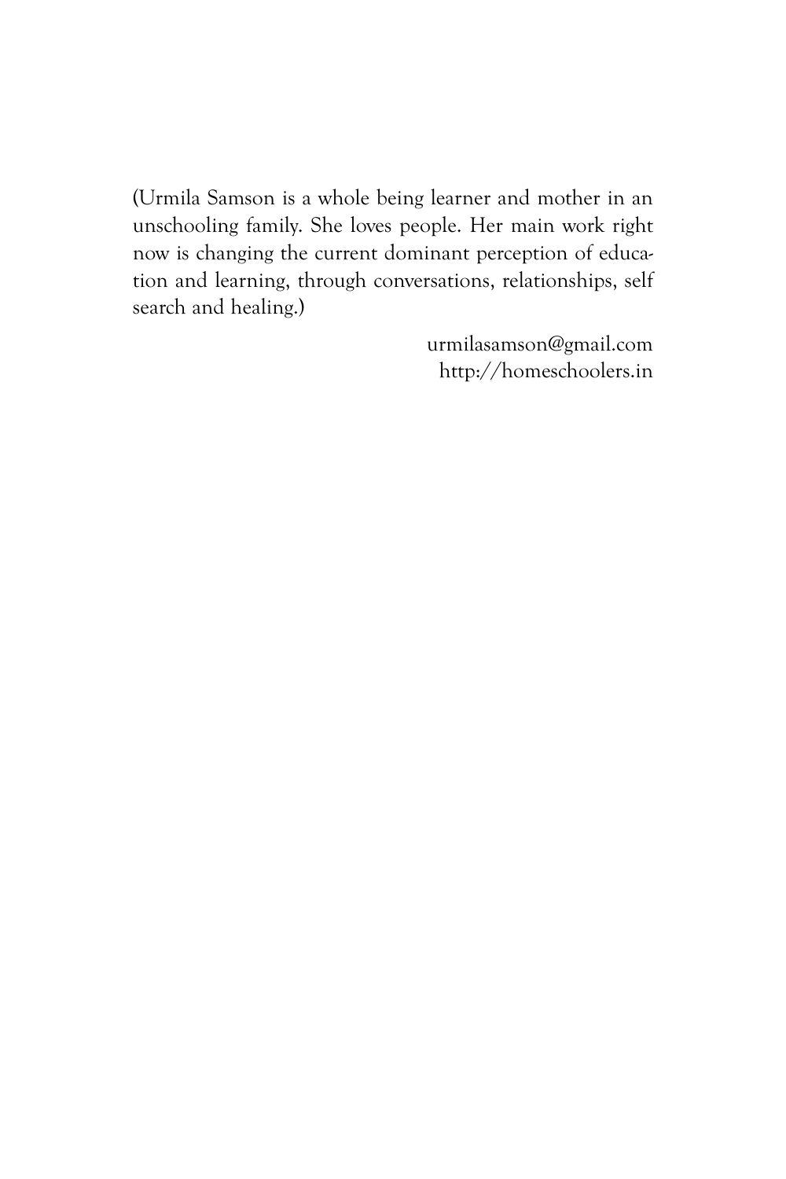(Urmila Samson is a whole being learner and mother in an unschooling family. She loves people. Her main work right now is changing the current dominant perception of education and learning, through conversations, relationships, self search and healing.)

urmilasamson@gmail.com
http://homeschoolers.in